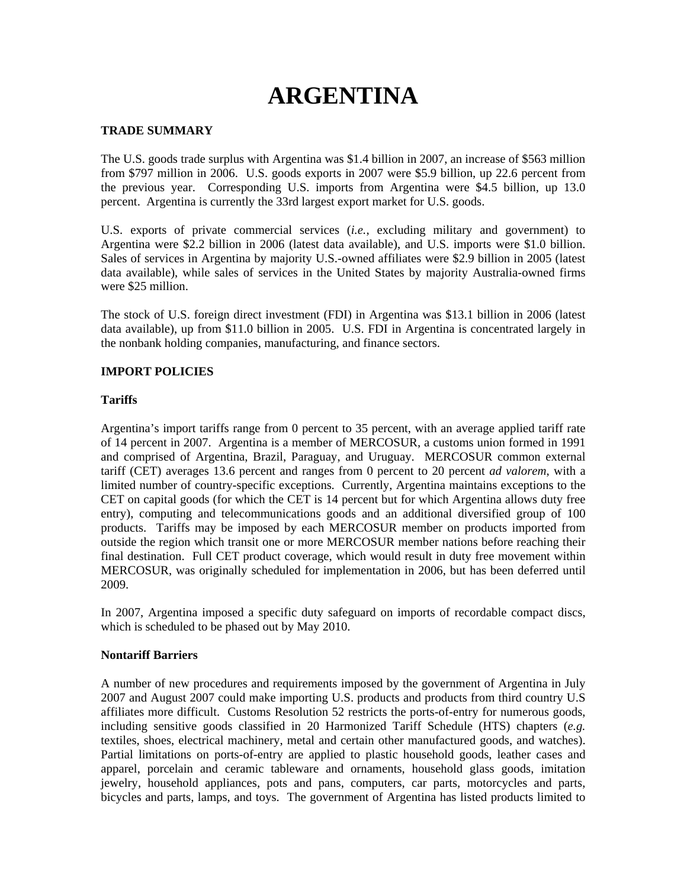# ARGENTINA

## TRADE SUMMARY

The U.S. goods trade surplus with Argentina was $1.4 billion in 2007, an increase of $563 million from $797 million in 2006. U.S. goods exports in 2007 were $5.9 billion, up 22.6 percent from the previous year. Corresponding U.S. imports from Argentina were $4.5 billion, up 13.0 percent. Argentina is currently the 33rd largest export market for U.S. goods.

U.S. exports of private commercial services (*i.e.*, excluding military and government) to Argentina were $2.2 billion in 2006 (latest data available), and U.S. imports were $1.0 billion. Sales of services in Argentina by majority U.S.-owned affiliates were $2.9 billion in 2005 (latest data available), while sales of services in the United States by majority Australia-owned firms were $25 million.

The stock of U.S. foreign direct investment (FDI) in Argentina was $13.1 billion in 2006 (latest data available), up from $11.0 billion in 2005. U.S. FDI in Argentina is concentrated largely in the nonbank holding companies, manufacturing, and finance sectors.

## IMPORT POLICIES

### Tariffs

Argentina's import tariffs range from 0 percent to 35 percent, with an average applied tariff rate of 14 percent in 2007. Argentina is a member of MERCOSUR, a customs union formed in 1991 and comprised of Argentina, Brazil, Paraguay, and Uruguay. MERCOSUR common external tariff (CET) averages 13.6 percent and ranges from 0 percent to 20 percent *ad valorem*, with a limited number of country-specific exceptions. Currently, Argentina maintains exceptions to the CET on capital goods (for which the CET is 14 percent but for which Argentina allows duty free entry), computing and telecommunications goods and an additional diversified group of 100 products. Tariffs may be imposed by each MERCOSUR member on products imported from outside the region which transit one or more MERCOSUR member nations before reaching their final destination. Full CET product coverage, which would result in duty free movement within MERCOSUR, was originally scheduled for implementation in 2006, but has been deferred until 2009.

In 2007, Argentina imposed a specific duty safeguard on imports of recordable compact discs, which is scheduled to be phased out by May 2010.

### Nontariff Barriers

A number of new procedures and requirements imposed by the government of Argentina in July 2007 and August 2007 could make importing U.S. products and products from third country U.S affiliates more difficult. Customs Resolution 52 restricts the ports-of-entry for numerous goods, including sensitive goods classified in 20 Harmonized Tariff Schedule (HTS) chapters (*e.g.* textiles, shoes, electrical machinery, metal and certain other manufactured goods, and watches). Partial limitations on ports-of-entry are applied to plastic household goods, leather cases and apparel, porcelain and ceramic tableware and ornaments, household glass goods, imitation jewelry, household appliances, pots and pans, computers, car parts, motorcycles and parts, bicycles and parts, lamps, and toys. The government of Argentina has listed products limited to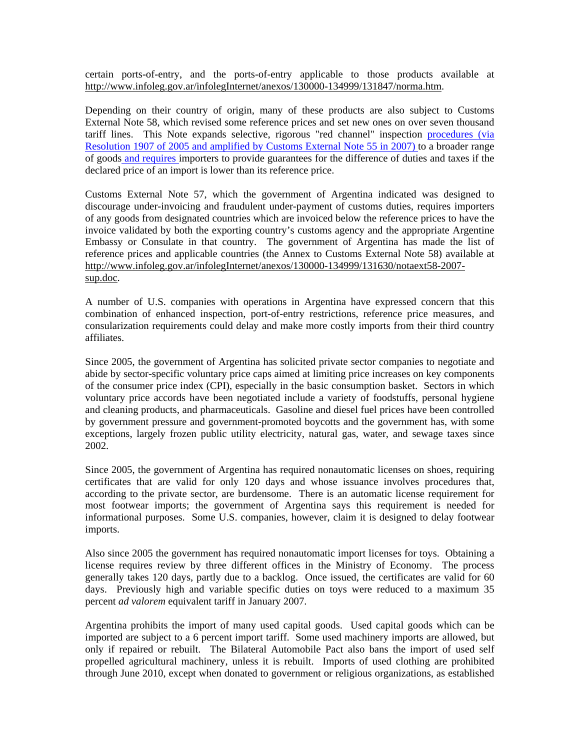certain ports-of-entry, and the ports-of-entry applicable to those products available at http://www.infoleg.gov.ar/infolegInternet/anexos/130000-134999/131847/norma.htm.

Depending on their country of origin, many of these products are also subject to Customs External Note 58, which revised some reference prices and set new ones on over seven thousand tariff lines. This Note expands selective, rigorous "red channel" inspection procedures (via Resolution 1907 of 2005 and amplified by Customs External Note 55 in 2007) to a broader range of goods and requires importers to provide guarantees for the difference of duties and taxes if the declared price of an import is lower than its reference price.

Customs External Note 57, which the government of Argentina indicated was designed to discourage under-invoicing and fraudulent under-payment of customs duties, requires importers of any goods from designated countries which are invoiced below the reference prices to have the invoice validated by both the exporting country's customs agency and the appropriate Argentine Embassy or Consulate in that country. The government of Argentina has made the list of reference prices and applicable countries (the Annex to Customs External Note 58) available at http://www.infoleg.gov.ar/infolegInternet/anexos/130000-134999/131630/notaext58-2007-sup.doc.

A number of U.S. companies with operations in Argentina have expressed concern that this combination of enhanced inspection, port-of-entry restrictions, reference price measures, and consularization requirements could delay and make more costly imports from their third country affiliates.

Since 2005, the government of Argentina has solicited private sector companies to negotiate and abide by sector-specific voluntary price caps aimed at limiting price increases on key components of the consumer price index (CPI), especially in the basic consumption basket. Sectors in which voluntary price accords have been negotiated include a variety of foodstuffs, personal hygiene and cleaning products, and pharmaceuticals. Gasoline and diesel fuel prices have been controlled by government pressure and government-promoted boycotts and the government has, with some exceptions, largely frozen public utility electricity, natural gas, water, and sewage taxes since 2002.

Since 2005, the government of Argentina has required nonautomatic licenses on shoes, requiring certificates that are valid for only 120 days and whose issuance involves procedures that, according to the private sector, are burdensome. There is an automatic license requirement for most footwear imports; the government of Argentina says this requirement is needed for informational purposes. Some U.S. companies, however, claim it is designed to delay footwear imports.

Also since 2005 the government has required nonautomatic import licenses for toys. Obtaining a license requires review by three different offices in the Ministry of Economy. The process generally takes 120 days, partly due to a backlog. Once issued, the certificates are valid for 60 days. Previously high and variable specific duties on toys were reduced to a maximum 35 percent *ad valorem* equivalent tariff in January 2007.

Argentina prohibits the import of many used capital goods. Used capital goods which can be imported are subject to a 6 percent import tariff. Some used machinery imports are allowed, but only if repaired or rebuilt. The Bilateral Automobile Pact also bans the import of used self propelled agricultural machinery, unless it is rebuilt. Imports of used clothing are prohibited through June 2010, except when donated to government or religious organizations, as established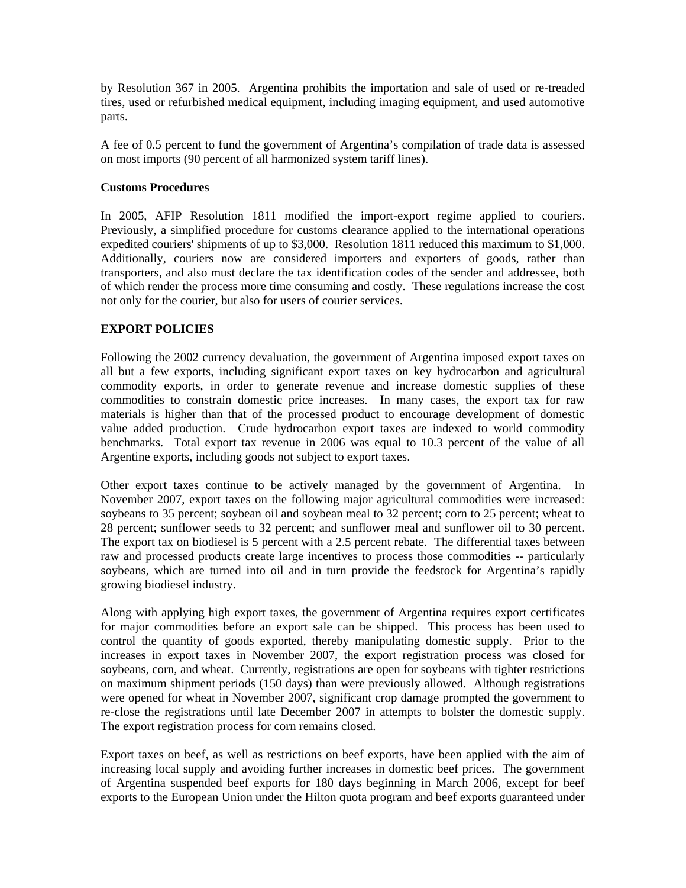by Resolution 367 in 2005. Argentina prohibits the importation and sale of used or re-treaded tires, used or refurbished medical equipment, including imaging equipment, and used automotive parts.

A fee of 0.5 percent to fund the government of Argentina's compilation of trade data is assessed on most imports (90 percent of all harmonized system tariff lines).

**Customs Procedures**

In 2005, AFIP Resolution 1811 modified the import-export regime applied to couriers. Previously, a simplified procedure for customs clearance applied to the international operations expedited couriers' shipments of up to $3,000. Resolution 1811 reduced this maximum to $1,000. Additionally, couriers now are considered importers and exporters of goods, rather than transporters, and also must declare the tax identification codes of the sender and addressee, both of which render the process more time consuming and costly. These regulations increase the cost not only for the courier, but also for users of courier services.

**EXPORT POLICIES**

Following the 2002 currency devaluation, the government of Argentina imposed export taxes on all but a few exports, including significant export taxes on key hydrocarbon and agricultural commodity exports, in order to generate revenue and increase domestic supplies of these commodities to constrain domestic price increases. In many cases, the export tax for raw materials is higher than that of the processed product to encourage development of domestic value added production. Crude hydrocarbon export taxes are indexed to world commodity benchmarks. Total export tax revenue in 2006 was equal to 10.3 percent of the value of all Argentine exports, including goods not subject to export taxes.

Other export taxes continue to be actively managed by the government of Argentina. In November 2007, export taxes on the following major agricultural commodities were increased: soybeans to 35 percent; soybean oil and soybean meal to 32 percent; corn to 25 percent; wheat to 28 percent; sunflower seeds to 32 percent; and sunflower meal and sunflower oil to 30 percent. The export tax on biodiesel is 5 percent with a 2.5 percent rebate. The differential taxes between raw and processed products create large incentives to process those commodities -- particularly soybeans, which are turned into oil and in turn provide the feedstock for Argentina's rapidly growing biodiesel industry.

Along with applying high export taxes, the government of Argentina requires export certificates for major commodities before an export sale can be shipped. This process has been used to control the quantity of goods exported, thereby manipulating domestic supply. Prior to the increases in export taxes in November 2007, the export registration process was closed for soybeans, corn, and wheat. Currently, registrations are open for soybeans with tighter restrictions on maximum shipment periods (150 days) than were previously allowed. Although registrations were opened for wheat in November 2007, significant crop damage prompted the government to re-close the registrations until late December 2007 in attempts to bolster the domestic supply. The export registration process for corn remains closed.

Export taxes on beef, as well as restrictions on beef exports, have been applied with the aim of increasing local supply and avoiding further increases in domestic beef prices. The government of Argentina suspended beef exports for 180 days beginning in March 2006, except for beef exports to the European Union under the Hilton quota program and beef exports guaranteed under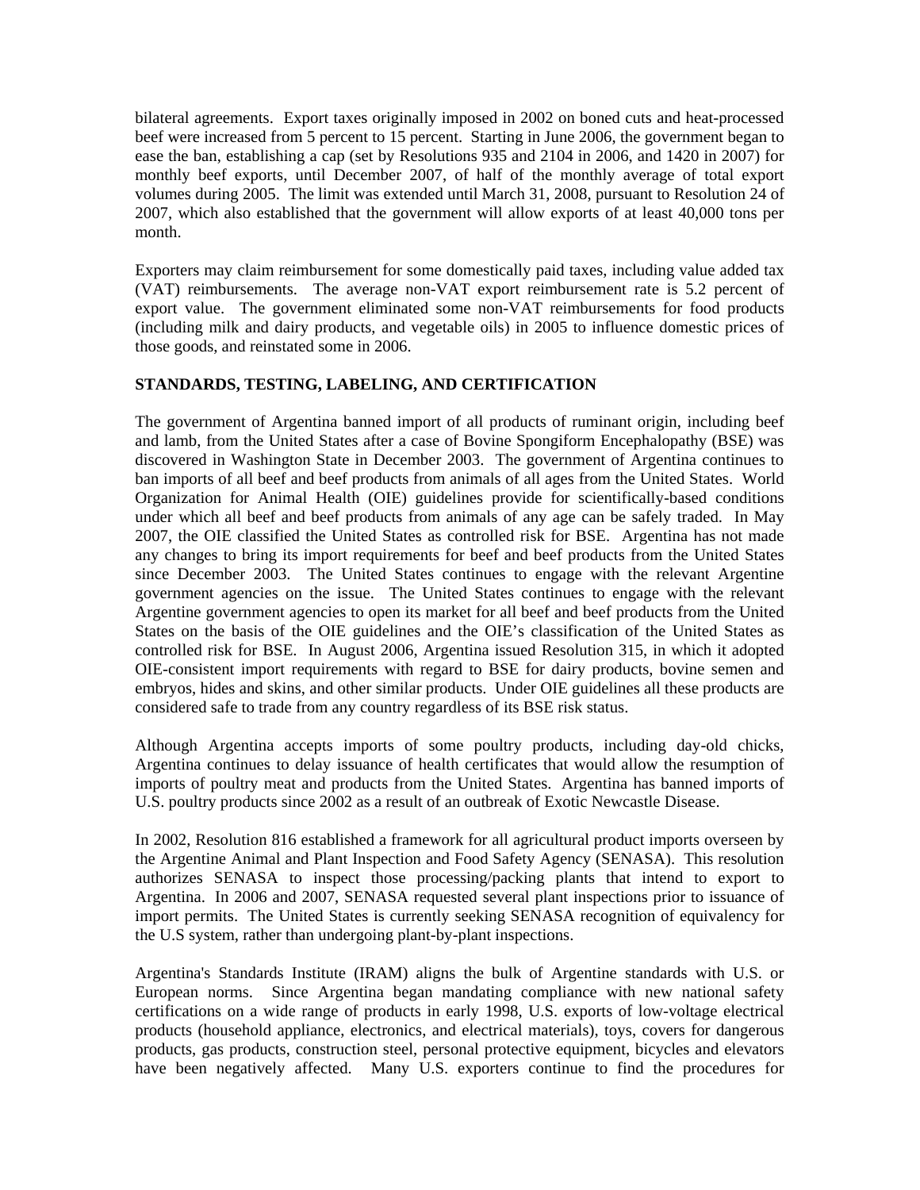bilateral agreements. Export taxes originally imposed in 2002 on boned cuts and heat-processed beef were increased from 5 percent to 15 percent. Starting in June 2006, the government began to ease the ban, establishing a cap (set by Resolutions 935 and 2104 in 2006, and 1420 in 2007) for monthly beef exports, until December 2007, of half of the monthly average of total export volumes during 2005. The limit was extended until March 31, 2008, pursuant to Resolution 24 of 2007, which also established that the government will allow exports of at least 40,000 tons per month.

Exporters may claim reimbursement for some domestically paid taxes, including value added tax (VAT) reimbursements. The average non-VAT export reimbursement rate is 5.2 percent of export value. The government eliminated some non-VAT reimbursements for food products (including milk and dairy products, and vegetable oils) in 2005 to influence domestic prices of those goods, and reinstated some in 2006.

**STANDARDS, TESTING, LABELING, AND CERTIFICATION**

The government of Argentina banned import of all products of ruminant origin, including beef and lamb, from the United States after a case of Bovine Spongiform Encephalopathy (BSE) was discovered in Washington State in December 2003. The government of Argentina continues to ban imports of all beef and beef products from animals of all ages from the United States. World Organization for Animal Health (OIE) guidelines provide for scientifically-based conditions under which all beef and beef products from animals of any age can be safely traded. In May 2007, the OIE classified the United States as controlled risk for BSE. Argentina has not made any changes to bring its import requirements for beef and beef products from the United States since December 2003. The United States continues to engage with the relevant Argentine government agencies on the issue. The United States continues to engage with the relevant Argentine government agencies to open its market for all beef and beef products from the United States on the basis of the OIE guidelines and the OIE's classification of the United States as controlled risk for BSE. In August 2006, Argentina issued Resolution 315, in which it adopted OIE-consistent import requirements with regard to BSE for dairy products, bovine semen and embryos, hides and skins, and other similar products. Under OIE guidelines all these products are considered safe to trade from any country regardless of its BSE risk status.

Although Argentina accepts imports of some poultry products, including day-old chicks, Argentina continues to delay issuance of health certificates that would allow the resumption of imports of poultry meat and products from the United States. Argentina has banned imports of U.S. poultry products since 2002 as a result of an outbreak of Exotic Newcastle Disease.

In 2002, Resolution 816 established a framework for all agricultural product imports overseen by the Argentine Animal and Plant Inspection and Food Safety Agency (SENASA). This resolution authorizes SENASA to inspect those processing/packing plants that intend to export to Argentina. In 2006 and 2007, SENASA requested several plant inspections prior to issuance of import permits. The United States is currently seeking SENASA recognition of equivalency for the U.S system, rather than undergoing plant-by-plant inspections.

Argentina's Standards Institute (IRAM) aligns the bulk of Argentine standards with U.S. or European norms. Since Argentina began mandating compliance with new national safety certifications on a wide range of products in early 1998, U.S. exports of low-voltage electrical products (household appliance, electronics, and electrical materials), toys, covers for dangerous products, gas products, construction steel, personal protective equipment, bicycles and elevators have been negatively affected. Many U.S. exporters continue to find the procedures for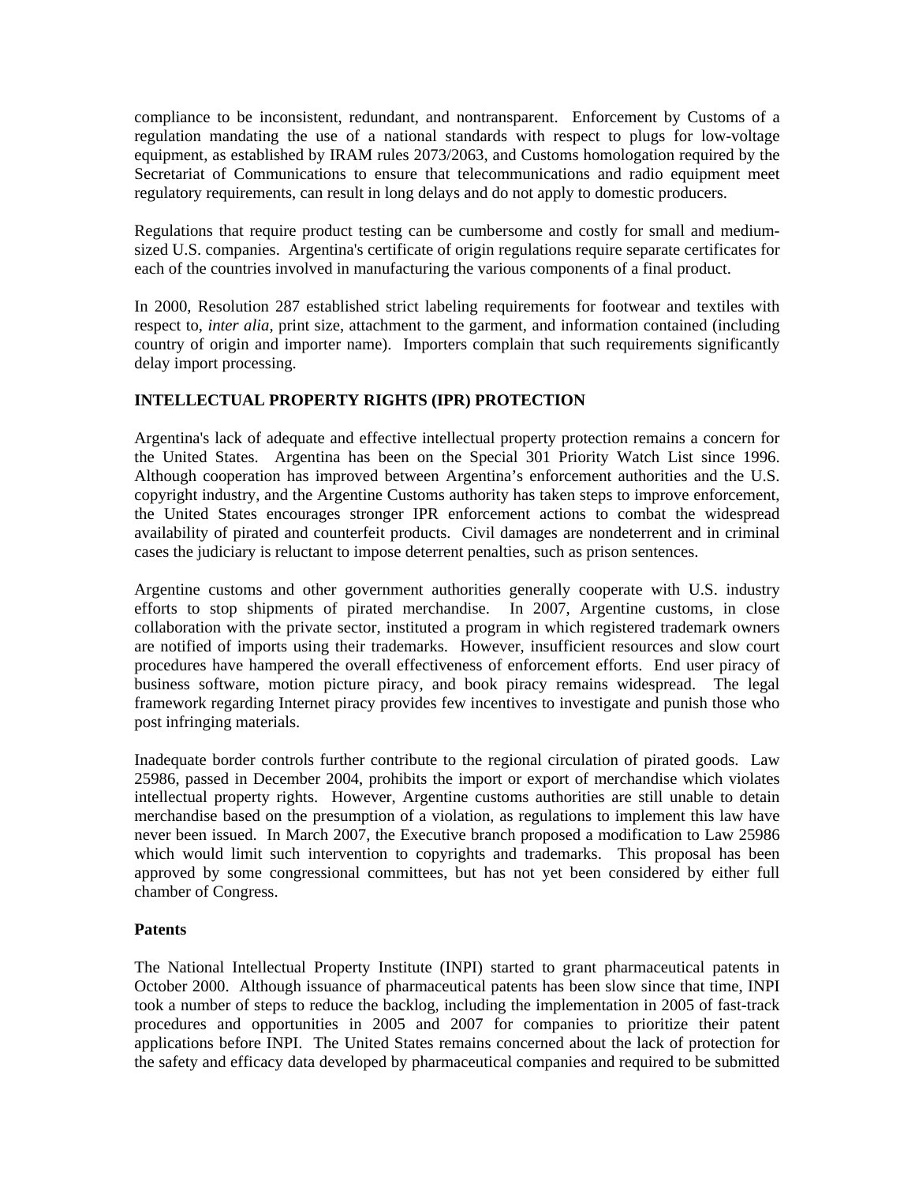compliance to be inconsistent, redundant, and nontransparent. Enforcement by Customs of a regulation mandating the use of a national standards with respect to plugs for low-voltage equipment, as established by IRAM rules 2073/2063, and Customs homologation required by the Secretariat of Communications to ensure that telecommunications and radio equipment meet regulatory requirements, can result in long delays and do not apply to domestic producers.

Regulations that require product testing can be cumbersome and costly for small and medium-sized U.S. companies. Argentina's certificate of origin regulations require separate certificates for each of the countries involved in manufacturing the various components of a final product.

In 2000, Resolution 287 established strict labeling requirements for footwear and textiles with respect to, *inter alia*, print size, attachment to the garment, and information contained (including country of origin and importer name). Importers complain that such requirements significantly delay import processing.

**INTELLECTUAL PROPERTY RIGHTS (IPR) PROTECTION**

Argentina's lack of adequate and effective intellectual property protection remains a concern for the United States. Argentina has been on the Special 301 Priority Watch List since 1996. Although cooperation has improved between Argentina's enforcement authorities and the U.S. copyright industry, and the Argentine Customs authority has taken steps to improve enforcement, the United States encourages stronger IPR enforcement actions to combat the widespread availability of pirated and counterfeit products. Civil damages are nondeterrent and in criminal cases the judiciary is reluctant to impose deterrent penalties, such as prison sentences.

Argentine customs and other government authorities generally cooperate with U.S. industry efforts to stop shipments of pirated merchandise. In 2007, Argentine customs, in close collaboration with the private sector, instituted a program in which registered trademark owners are notified of imports using their trademarks. However, insufficient resources and slow court procedures have hampered the overall effectiveness of enforcement efforts. End user piracy of business software, motion picture piracy, and book piracy remains widespread. The legal framework regarding Internet piracy provides few incentives to investigate and punish those who post infringing materials.

Inadequate border controls further contribute to the regional circulation of pirated goods. Law 25986, passed in December 2004, prohibits the import or export of merchandise which violates intellectual property rights. However, Argentine customs authorities are still unable to detain merchandise based on the presumption of a violation, as regulations to implement this law have never been issued. In March 2007, the Executive branch proposed a modification to Law 25986 which would limit such intervention to copyrights and trademarks. This proposal has been approved by some congressional committees, but has not yet been considered by either full chamber of Congress.

**Patents**

The National Intellectual Property Institute (INPI) started to grant pharmaceutical patents in October 2000. Although issuance of pharmaceutical patents has been slow since that time, INPI took a number of steps to reduce the backlog, including the implementation in 2005 of fast-track procedures and opportunities in 2005 and 2007 for companies to prioritize their patent applications before INPI. The United States remains concerned about the lack of protection for the safety and efficacy data developed by pharmaceutical companies and required to be submitted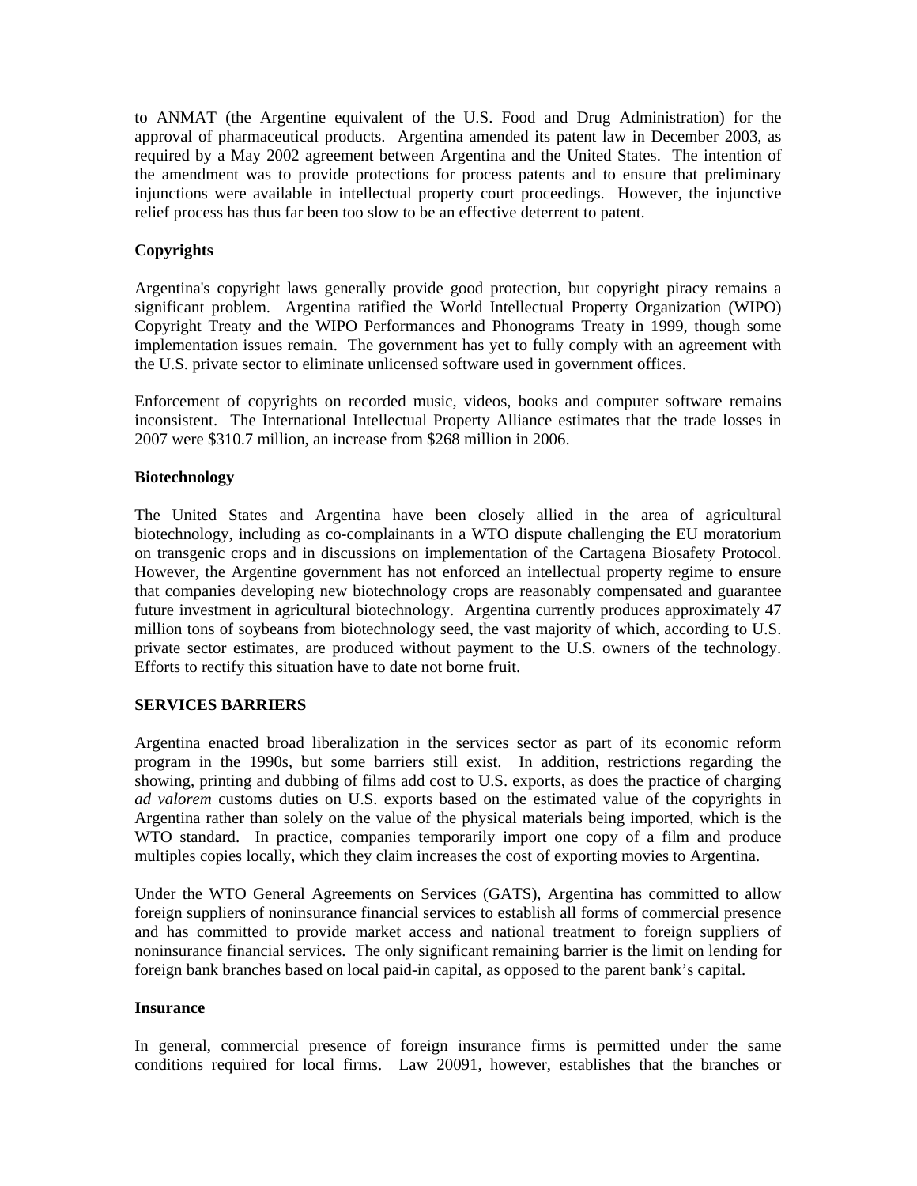to ANMAT (the Argentine equivalent of the U.S. Food and Drug Administration) for the approval of pharmaceutical products. Argentina amended its patent law in December 2003, as required by a May 2002 agreement between Argentina and the United States. The intention of the amendment was to provide protections for process patents and to ensure that preliminary injunctions were available in intellectual property court proceedings. However, the injunctive relief process has thus far been too slow to be an effective deterrent to patent.

**Copyrights**

Argentina's copyright laws generally provide good protection, but copyright piracy remains a significant problem. Argentina ratified the World Intellectual Property Organization (WIPO) Copyright Treaty and the WIPO Performances and Phonograms Treaty in 1999, though some implementation issues remain. The government has yet to fully comply with an agreement with the U.S. private sector to eliminate unlicensed software used in government offices.

Enforcement of copyrights on recorded music, videos, books and computer software remains inconsistent. The International Intellectual Property Alliance estimates that the trade losses in 2007 were $310.7 million, an increase from $268 million in 2006.

**Biotechnology**

The United States and Argentina have been closely allied in the area of agricultural biotechnology, including as co-complainants in a WTO dispute challenging the EU moratorium on transgenic crops and in discussions on implementation of the Cartagena Biosafety Protocol. However, the Argentine government has not enforced an intellectual property regime to ensure that companies developing new biotechnology crops are reasonably compensated and guarantee future investment in agricultural biotechnology. Argentina currently produces approximately 47 million tons of soybeans from biotechnology seed, the vast majority of which, according to U.S. private sector estimates, are produced without payment to the U.S. owners of the technology. Efforts to rectify this situation have to date not borne fruit.

**SERVICES BARRIERS**

Argentina enacted broad liberalization in the services sector as part of its economic reform program in the 1990s, but some barriers still exist. In addition, restrictions regarding the showing, printing and dubbing of films add cost to U.S. exports, as does the practice of charging *ad valorem* customs duties on U.S. exports based on the estimated value of the copyrights in Argentina rather than solely on the value of the physical materials being imported, which is the WTO standard. In practice, companies temporarily import one copy of a film and produce multiples copies locally, which they claim increases the cost of exporting movies to Argentina.

Under the WTO General Agreements on Services (GATS), Argentina has committed to allow foreign suppliers of noninsurance financial services to establish all forms of commercial presence and has committed to provide market access and national treatment to foreign suppliers of noninsurance financial services. The only significant remaining barrier is the limit on lending for foreign bank branches based on local paid-in capital, as opposed to the parent bank's capital.

**Insurance**

In general, commercial presence of foreign insurance firms is permitted under the same conditions required for local firms. Law 20091, however, establishes that the branches or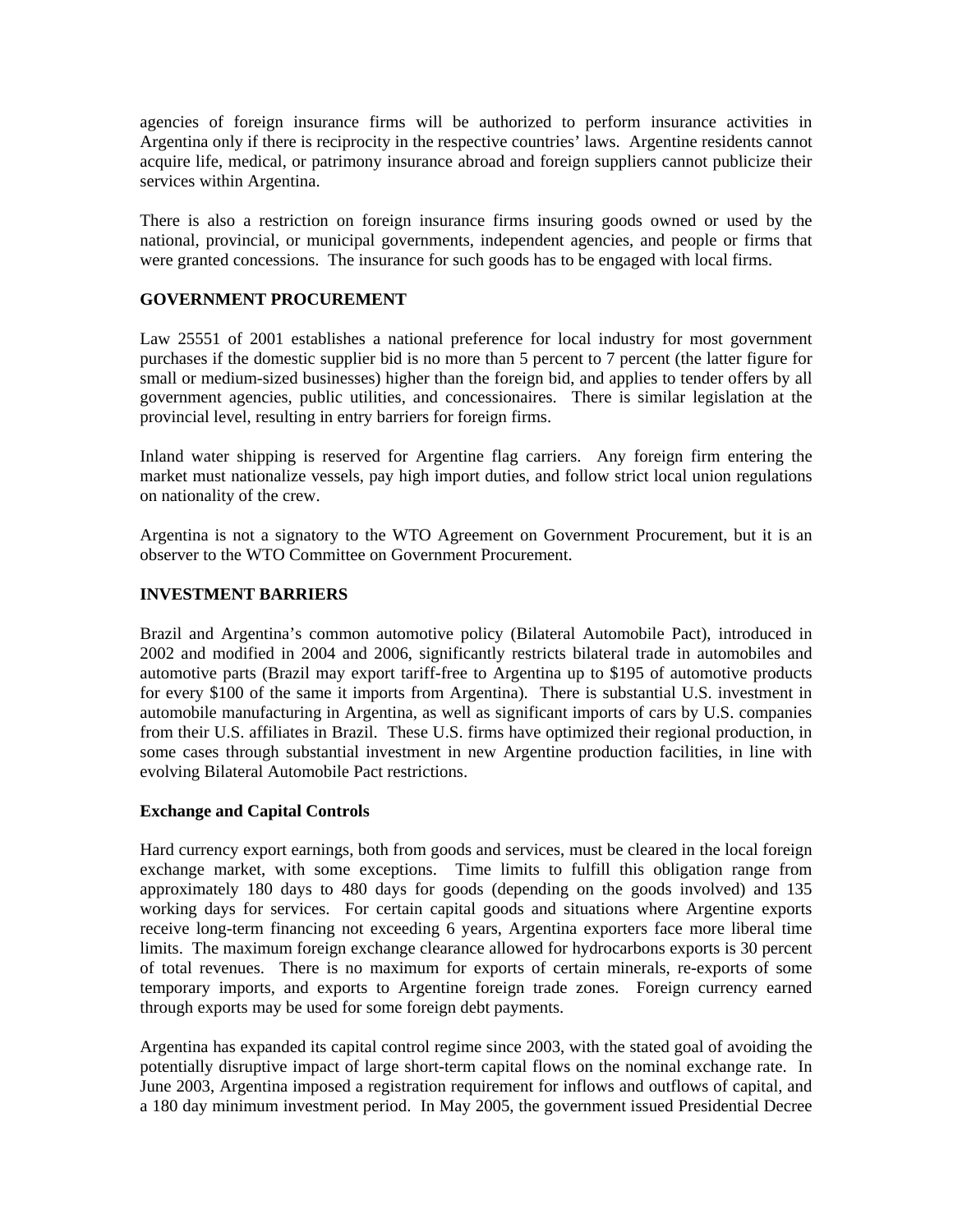agencies of foreign insurance firms will be authorized to perform insurance activities in Argentina only if there is reciprocity in the respective countries' laws. Argentine residents cannot acquire life, medical, or patrimony insurance abroad and foreign suppliers cannot publicize their services within Argentina.

There is also a restriction on foreign insurance firms insuring goods owned or used by the national, provincial, or municipal governments, independent agencies, and people or firms that were granted concessions. The insurance for such goods has to be engaged with local firms.

## GOVERNMENT PROCUREMENT

Law 25551 of 2001 establishes a national preference for local industry for most government purchases if the domestic supplier bid is no more than 5 percent to 7 percent (the latter figure for small or medium-sized businesses) higher than the foreign bid, and applies to tender offers by all government agencies, public utilities, and concessionaires. There is similar legislation at the provincial level, resulting in entry barriers for foreign firms.

Inland water shipping is reserved for Argentine flag carriers. Any foreign firm entering the market must nationalize vessels, pay high import duties, and follow strict local union regulations on nationality of the crew.

Argentina is not a signatory to the WTO Agreement on Government Procurement, but it is an observer to the WTO Committee on Government Procurement.

## INVESTMENT BARRIERS

Brazil and Argentina's common automotive policy (Bilateral Automobile Pact), introduced in 2002 and modified in 2004 and 2006, significantly restricts bilateral trade in automobiles and automotive parts (Brazil may export tariff-free to Argentina up to $195 of automotive products for every $100 of the same it imports from Argentina). There is substantial U.S. investment in automobile manufacturing in Argentina, as well as significant imports of cars by U.S. companies from their U.S. affiliates in Brazil. These U.S. firms have optimized their regional production, in some cases through substantial investment in new Argentine production facilities, in line with evolving Bilateral Automobile Pact restrictions.

### Exchange and Capital Controls

Hard currency export earnings, both from goods and services, must be cleared in the local foreign exchange market, with some exceptions. Time limits to fulfill this obligation range from approximately 180 days to 480 days for goods (depending on the goods involved) and 135 working days for services. For certain capital goods and situations where Argentine exports receive long-term financing not exceeding 6 years, Argentina exporters face more liberal time limits. The maximum foreign exchange clearance allowed for hydrocarbons exports is 30 percent of total revenues. There is no maximum for exports of certain minerals, re-exports of some temporary imports, and exports to Argentine foreign trade zones. Foreign currency earned through exports may be used for some foreign debt payments.

Argentina has expanded its capital control regime since 2003, with the stated goal of avoiding the potentially disruptive impact of large short-term capital flows on the nominal exchange rate. In June 2003, Argentina imposed a registration requirement for inflows and outflows of capital, and a 180 day minimum investment period. In May 2005, the government issued Presidential Decree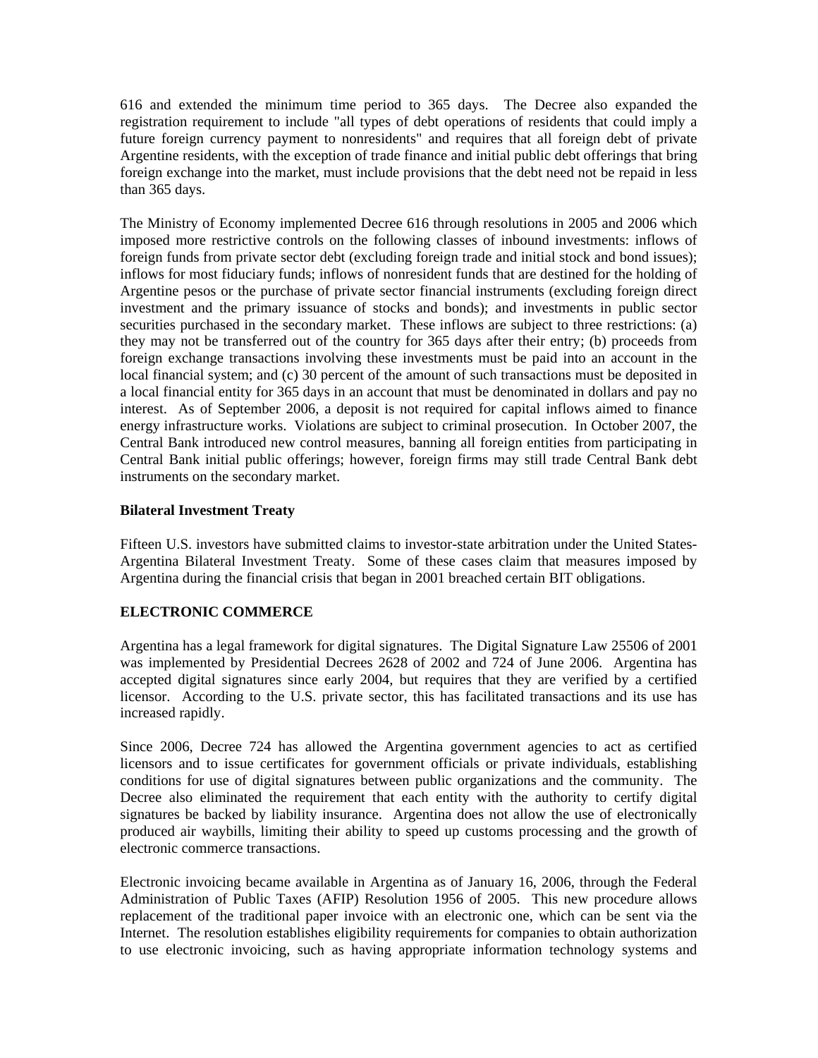616 and extended the minimum time period to 365 days. The Decree also expanded the registration requirement to include "all types of debt operations of residents that could imply a future foreign currency payment to nonresidents" and requires that all foreign debt of private Argentine residents, with the exception of trade finance and initial public debt offerings that bring foreign exchange into the market, must include provisions that the debt need not be repaid in less than 365 days.

The Ministry of Economy implemented Decree 616 through resolutions in 2005 and 2006 which imposed more restrictive controls on the following classes of inbound investments: inflows of foreign funds from private sector debt (excluding foreign trade and initial stock and bond issues); inflows for most fiduciary funds; inflows of nonresident funds that are destined for the holding of Argentine pesos or the purchase of private sector financial instruments (excluding foreign direct investment and the primary issuance of stocks and bonds); and investments in public sector securities purchased in the secondary market. These inflows are subject to three restrictions: (a) they may not be transferred out of the country for 365 days after their entry; (b) proceeds from foreign exchange transactions involving these investments must be paid into an account in the local financial system; and (c) 30 percent of the amount of such transactions must be deposited in a local financial entity for 365 days in an account that must be denominated in dollars and pay no interest. As of September 2006, a deposit is not required for capital inflows aimed to finance energy infrastructure works. Violations are subject to criminal prosecution. In October 2007, the Central Bank introduced new control measures, banning all foreign entities from participating in Central Bank initial public offerings; however, foreign firms may still trade Central Bank debt instruments on the secondary market.

**Bilateral Investment Treaty**

Fifteen U.S. investors have submitted claims to investor-state arbitration under the United States-Argentina Bilateral Investment Treaty. Some of these cases claim that measures imposed by Argentina during the financial crisis that began in 2001 breached certain BIT obligations.

**ELECTRONIC COMMERCE**

Argentina has a legal framework for digital signatures. The Digital Signature Law 25506 of 2001 was implemented by Presidential Decrees 2628 of 2002 and 724 of June 2006. Argentina has accepted digital signatures since early 2004, but requires that they are verified by a certified licensor. According to the U.S. private sector, this has facilitated transactions and its use has increased rapidly.

Since 2006, Decree 724 has allowed the Argentina government agencies to act as certified licensors and to issue certificates for government officials or private individuals, establishing conditions for use of digital signatures between public organizations and the community. The Decree also eliminated the requirement that each entity with the authority to certify digital signatures be backed by liability insurance. Argentina does not allow the use of electronically produced air waybills, limiting their ability to speed up customs processing and the growth of electronic commerce transactions.

Electronic invoicing became available in Argentina as of January 16, 2006, through the Federal Administration of Public Taxes (AFIP) Resolution 1956 of 2005. This new procedure allows replacement of the traditional paper invoice with an electronic one, which can be sent via the Internet. The resolution establishes eligibility requirements for companies to obtain authorization to use electronic invoicing, such as having appropriate information technology systems and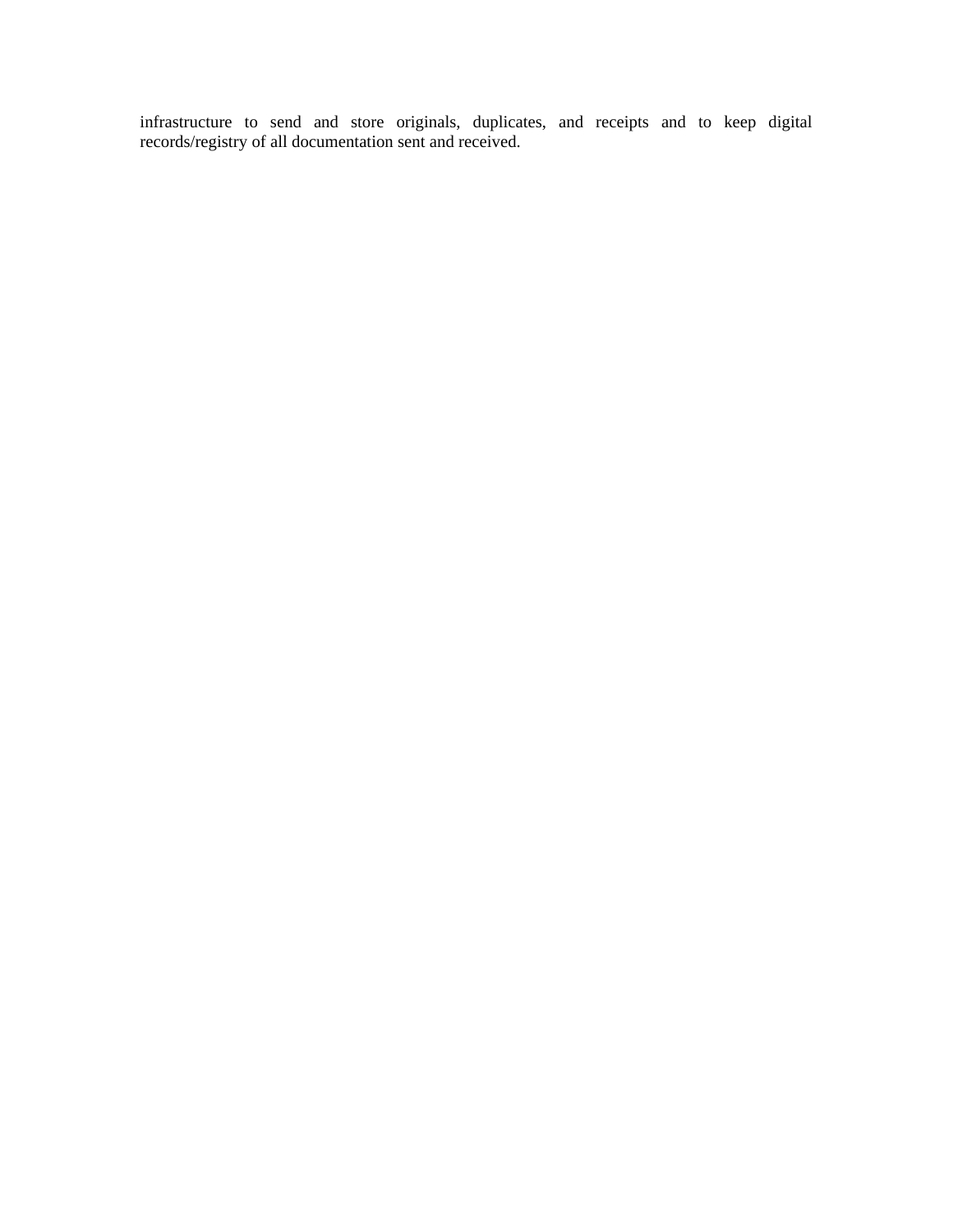infrastructure to send and store originals, duplicates, and receipts and to keep digital records/registry of all documentation sent and received.